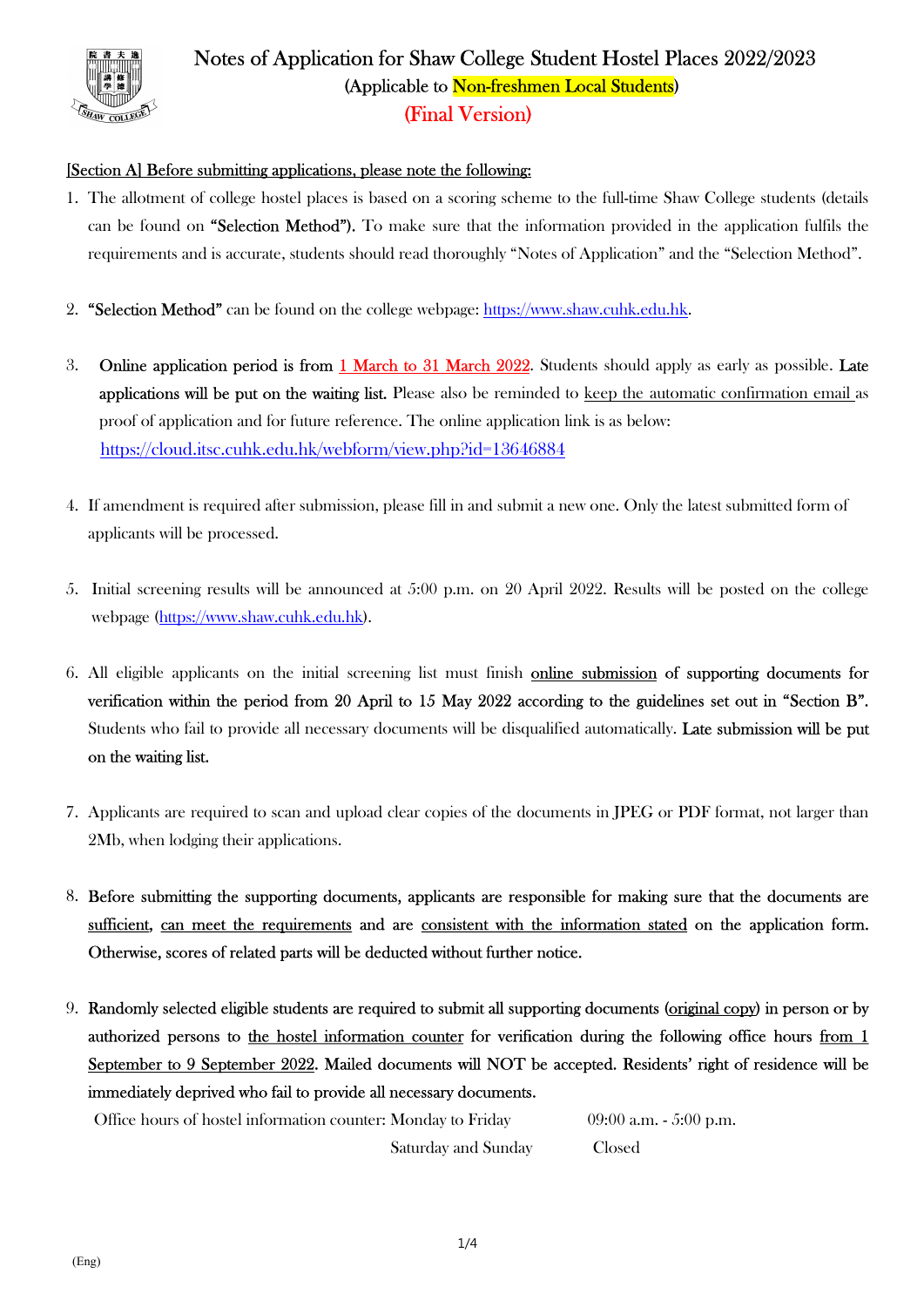# Notes of Application for Shaw College Student Hostel Places 2022/2023

(Applicable to Non-freshmen Local Students)

(Final Version)

## [Section A] Before submitting applications, please note the following:

1. The allotment of college hostel places is based on a scoring scheme to the full-time Shaw College students (details can be found on **"Selection Method")**. To make sure that the information provided in the application fulfils the requirements and is accurate, students should read thoroughly "Notes of Application" and the "Selection Method".

2. **"Selection Method"** can be found on the college webpage: https://www.shaw.cuhk.edu.hk.

3. **Online application period is from 1 March to 31 March 2022**. Students should apply as early as possible. **Late applications will be put on the waiting list.** Please also be reminded to keep the automatic confirmation email as proof of application and for future reference. The online application link is as below: https://cloud.itsc.cuhk.edu.hk/webform/view.php?id=13646884

4. If amendment is required after submission, please fill in and submit a new one. Only the latest submitted form of applicants will be processed.

5. Initial screening results will be announced at 5:00 p.m. on 20 April 2022. Results will be posted on the college webpage (https://www.shaw.cuhk.edu.hk).

6. All eligible applicants on the initial screening list must finish online submission of supporting documents for **verification within the period from 20 April to 15 May 2022 according to the guidelines set out in "Section B".** Students who fail to provide all necessary documents will be disqualified automatically. **Late submission will be put on the waiting list.**

7. Applicants are required to scan and upload clear copies of the documents in JPEG or PDF format, not larger than 2Mb, when lodging their applications.

8. **Before submitting the supporting documents, applicants are responsible for making sure that the documents are sufficient, can meet the requirements and are consistent with the information stated on the application form. Otherwise, scores of related parts will be deducted without further notice.**

9. **Randomly selected eligible students are required to submit all supporting documents (original copy) in person or by authorized persons to the hostel information counter for verification during the following office hours from 1 September to 9 September 2022. Mailed documents will NOT be accepted. Residents' right of residence will be immediately deprived who fail to provide all necessary documents.**

   Office hours of hostel information counter: Monday to Friday 09:00 a.m. - 5:00 p.m.

   Saturday and Sunday Closed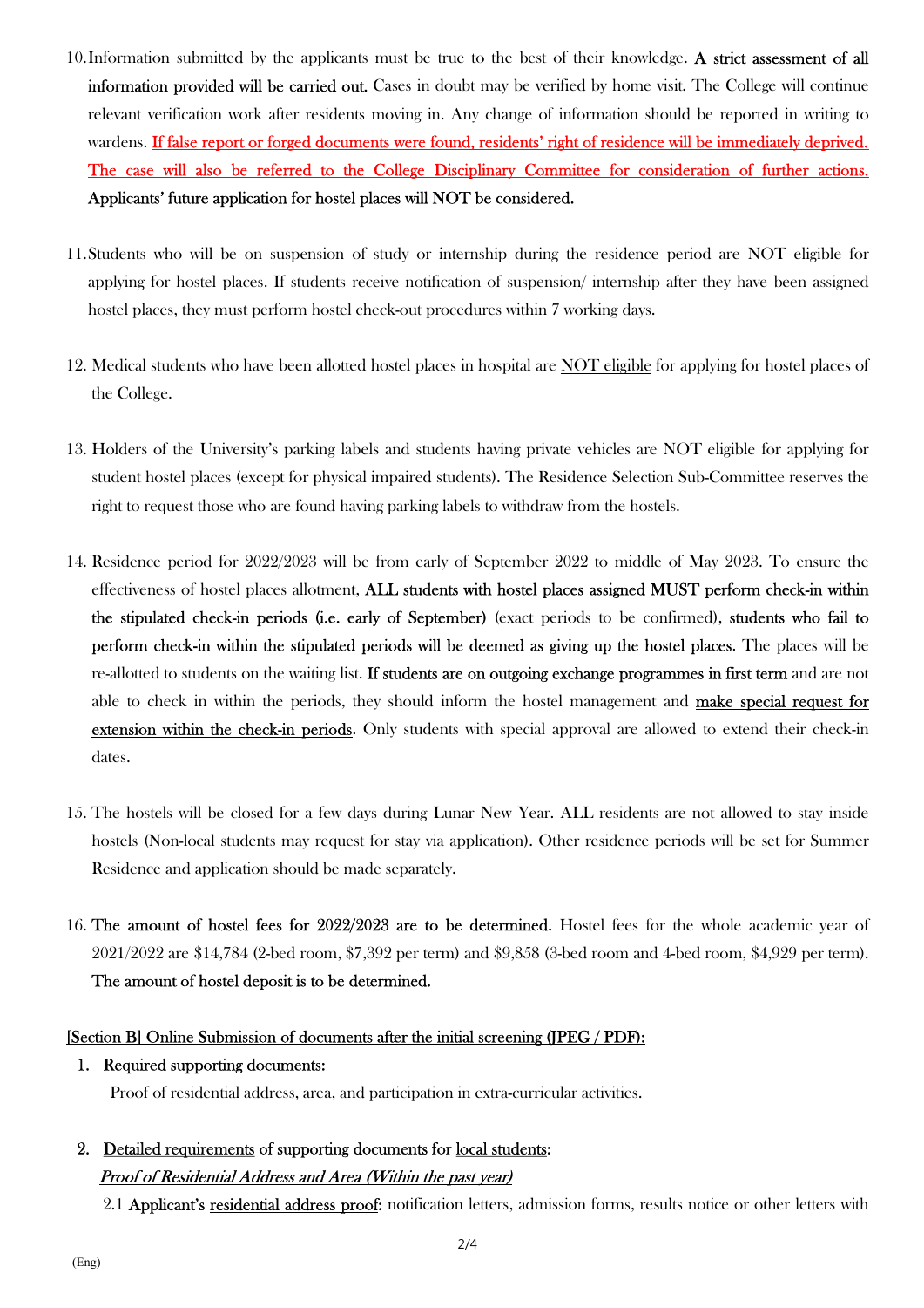10. Information submitted by the applicants must be true to the best of their knowledge. **A strict assessment of all information provided will be carried out.** Cases in doubt may be verified by home visit. The College will continue relevant verification work after residents moving in. Any change of information should be reported in writing to wardens. <u>If false report or forged documents were found, residents' right of residence will be immediately deprived. The case will also be referred to the College Disciplinary Committee for consideration of further actions.</u> **Applicants' future application for hostel places will NOT be considered.**

11. Students who will be on suspension of study or internship during the residence period are NOT eligible for applying for hostel places. If students receive notification of suspension/ internship after they have been assigned hostel places, they must perform hostel check-out procedures within 7 working days.

12. Medical students who have been allotted hostel places in hospital are <u>NOT eligible</u> for applying for hostel places of the College.

13. Holders of the University's parking labels and students having private vehicles are NOT eligible for applying for student hostel places (except for physical impaired students). The Residence Selection Sub-Committee reserves the right to request those who are found having parking labels to withdraw from the hostels.

14. Residence period for 2022/2023 will be from early of September 2022 to middle of May 2023. To ensure the effectiveness of hostel places allotment, **ALL students with hostel places assigned MUST perform check-in within the stipulated check-in periods (i.e. early of September)** (exact periods to be confirmed), **students who fail to perform check-in within the stipulated periods will be deemed as giving up the hostel places.** The places will be re-allotted to students on the waiting list. **If students are on outgoing exchange programmes in first term** and are not able to check in within the periods, they should inform the hostel management and <u>make special request for extension within the check-in periods</u>. Only students with special approval are allowed to extend their check-in dates.

15. The hostels will be closed for a few days during Lunar New Year. ALL residents <u>are not allowed</u> to stay inside hostels (Non-local students may request for stay via application). Other residence periods will be set for Summer Residence and application should be made separately.

16. **The amount of hostel fees for 2022/2023 are to be determined.** Hostel fees for the whole academic year of 2021/2022 are $14,784 (2-bed room, $7,392 per term) and $9,858 (3-bed room and 4-bed room, $4,929 per term). **The amount of hostel deposit is to be determined.**

<u>[Section B] Online Submission of documents after the initial screening (JPEG / PDF):</u>

1. Required supporting documents:
   Proof of residential address, area, and participation in extra-curricular activities.

2. <u>Detailed requirements</u> of supporting documents for <u>local students</u>:
   ***<u>Proof of Residential Address and Area (Within the past year)</u>***

   2.1 **Applicant's <u>residential address proof</u>:** notification letters, admission forms, results notice or other letters with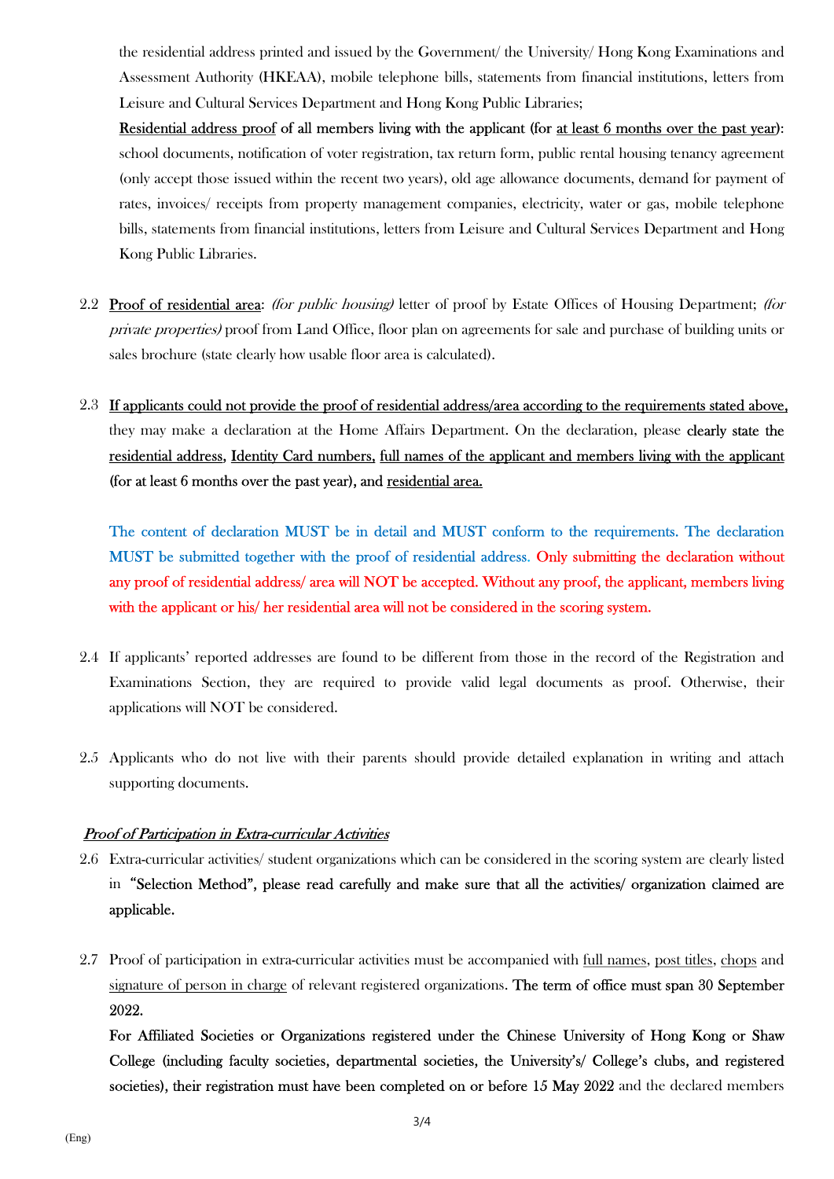the residential address printed and issued by the Government/ the University/ Hong Kong Examinations and Assessment Authority (HKEAA), mobile telephone bills, statements from financial institutions, letters from Leisure and Cultural Services Department and Hong Kong Public Libraries;

**Residential address proof of all members living with the applicant (for at least 6 months over the past year)**: school documents, notification of voter registration, tax return form, public rental housing tenancy agreement (only accept those issued within the recent two years), old age allowance documents, demand for payment of rates, invoices/ receipts from property management companies, electricity, water or gas, mobile telephone bills, statements from financial institutions, letters from Leisure and Cultural Services Department and Hong Kong Public Libraries.

2.2 **Proof of residential area**: *(for public housing)* letter of proof by Estate Offices of Housing Department; *(for private properties)* proof from Land Office, floor plan on agreements for sale and purchase of building units or sales brochure (state clearly how usable floor area is calculated).

2.3 **If applicants could not provide the proof of residential address/area according to the requirements stated above,** they may make a declaration at the Home Affairs Department. On the declaration, please **clearly state the residential address, Identity Card numbers, full names of the applicant and members living with the applicant (for at least 6 months over the past year), and residential area.**

The content of declaration MUST be in detail and MUST conform to the requirements. The declaration MUST be submitted together with the proof of residential address. Only submitting the declaration without any proof of residential address/ area will NOT be accepted. Without any proof, the applicant, members living with the applicant or his/ her residential area will not be considered in the scoring system.

2.4 If applicants' reported addresses are found to be different from those in the record of the Registration and Examinations Section, they are required to provide valid legal documents as proof. Otherwise, their applications will NOT be considered.

2.5 Applicants who do not live with their parents should provide detailed explanation in writing and attach supporting documents.

***Proof of Participation in Extra-curricular Activities***

2.6 Extra-curricular activities/ student organizations which can be considered in the scoring system are clearly listed in **"Selection Method", please read carefully and make sure that all the activities/ organization claimed are applicable.**

2.7 Proof of participation in extra-curricular activities must be accompanied with full names, post titles, chops and signature of person in charge of relevant registered organizations. **The term of office must span 30 September 2022.**

**For Affiliated Societies or Organizations registered under the Chinese University of Hong Kong or Shaw College (including faculty societies, departmental societies, the University's/ College's clubs, and registered societies), their registration must have been completed on or before 15 May 2022** and the declared members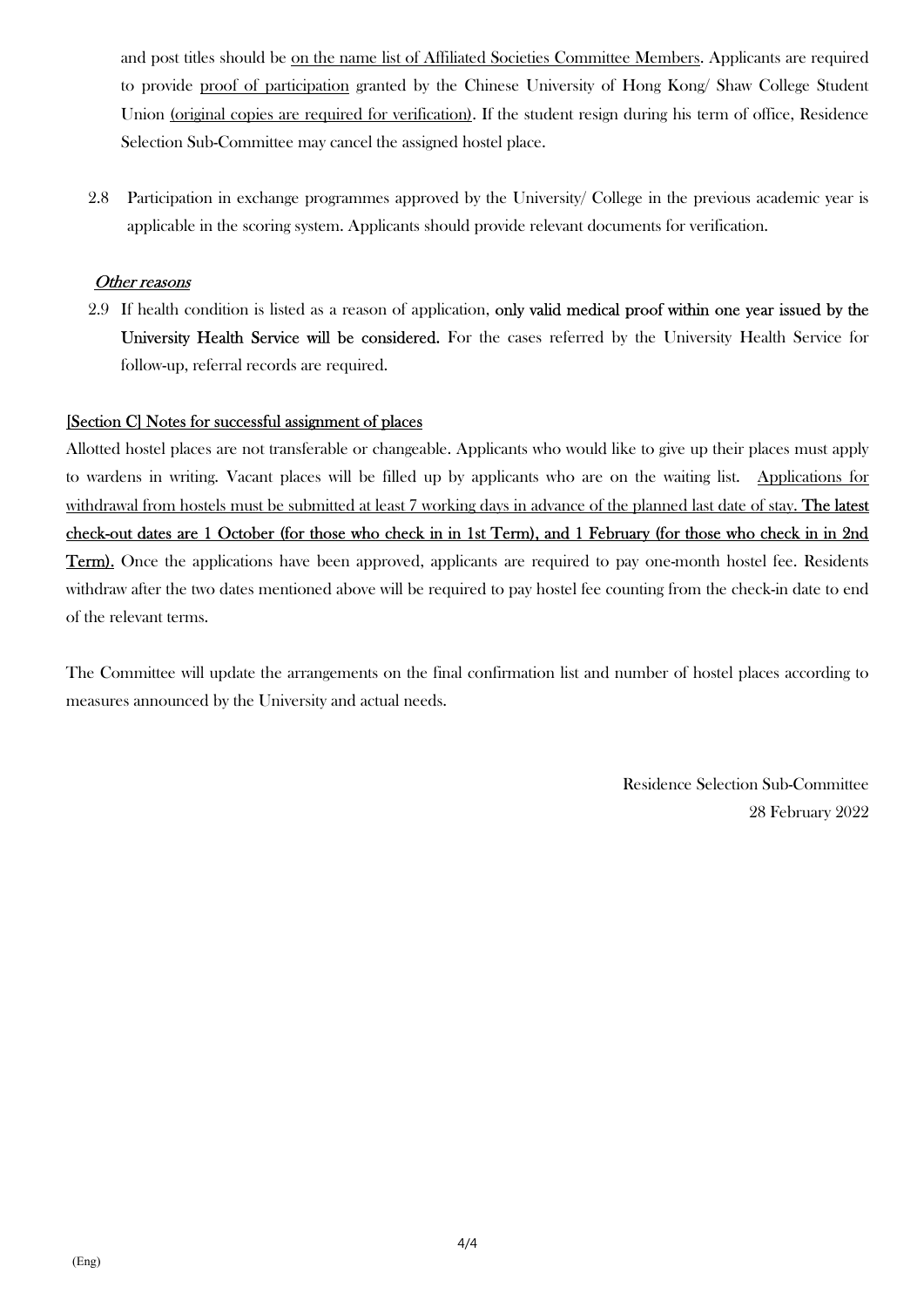and post titles should be on the name list of Affiliated Societies Committee Members. Applicants are required to provide proof of participation granted by the Chinese University of Hong Kong/ Shaw College Student Union (original copies are required for verification). If the student resign during his term of office, Residence Selection Sub-Committee may cancel the assigned hostel place.

2.8 Participation in exchange programmes approved by the University/ College in the previous academic year is applicable in the scoring system. Applicants should provide relevant documents for verification.

*Other reasons*

2.9 If health condition is listed as a reason of application, **only valid medical proof within one year issued by the University Health Service will be considered.** For the cases referred by the University Health Service for follow-up, referral records are required.

**[Section C] Notes for successful assignment of places**

Allotted hostel places are not transferable or changeable. Applicants who would like to give up their places must apply to wardens in writing. Vacant places will be filled up by applicants who are on the waiting list. Applications for withdrawal from hostels must be submitted at least 7 working days in advance of the planned last date of stay. **The latest check-out dates are 1 October (for those who check in in 1st Term), and 1 February (for those who check in in 2nd Term).** Once the applications have been approved, applicants are required to pay one-month hostel fee. Residents withdraw after the two dates mentioned above will be required to pay hostel fee counting from the check-in date to end of the relevant terms.

The Committee will update the arrangements on the final confirmation list and number of hostel places according to measures announced by the University and actual needs.

Residence Selection Sub-Committee
28 February 2022